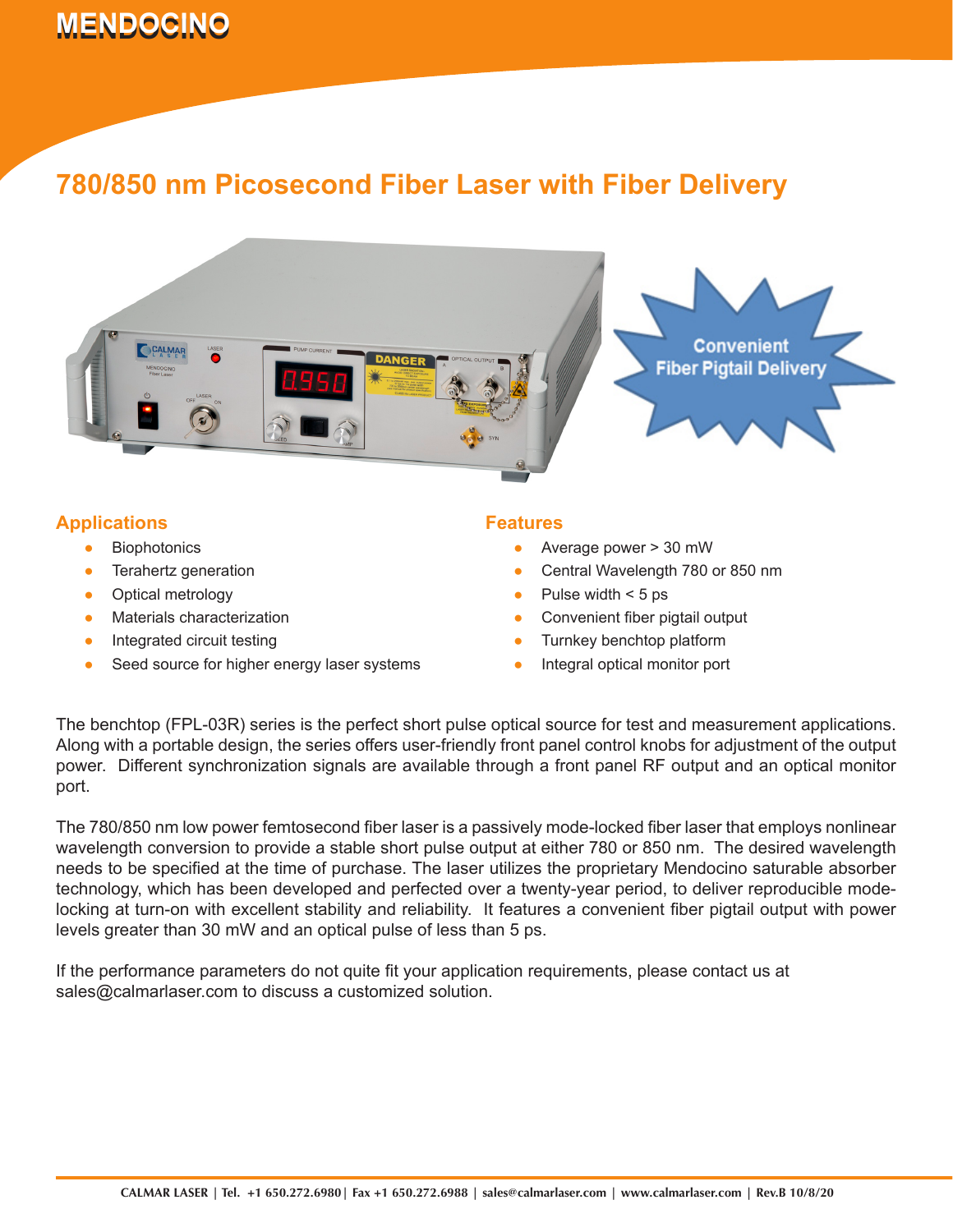# MENDOCINO

## 780/850 nm Picosecond Fiber Laser with Fiber Delivery

Convenient Fiber Pigtail Delivery

### Applications

- Biophotonics
- Terahertz generation
- Optical metrology
- Materials characterization
- Integrated circuit testing
- Seed source for higher energy laser systems

### Features

- Average power > 30 mW
- Central Wavelength 780 or 850 nm
- Pulse width < 5 ps
- Convenient fiber pigtail output
- Turnkey benchtop platform
- Integral optical monitor port

The benchtop (FPL-03R) series is the perfect short pulse optical source for test and measurement applications. Along with a portable design, the series offers user-friendly front panel control knobs for adjustment of the output power. Different synchronization signals are available through a front panel RF output and an optical monitor port.

The 780/850 nm low power femtosecond fiber laser is a passively mode-locked fiber laser that employs nonlinear wavelength conversion to provide a stable short pulse output at either 780 or 850 nm. The desired wavelength needs to be specified at the time of purchase. The laser utilizes the proprietary Mendocino saturable absorber technology, which has been developed and perfected over a twenty-year period, to deliver reproducible mode-locking at turn-on with excellent stability and reliability. It features a convenient fiber pigtail output with power levels greater than 30 mW and an optical pulse of less than 5 ps.

If the performance parameters do not quite fit your application requirements, please contact us at sales@calmarlaser.com to discuss a customized solution.

CALMAR LASER | Tel. +1 650.272.6980 | Fax +1 650.272.6988 | sales@calmarlaser.com | www.calmarlaser.com | Rev.B 10/8/20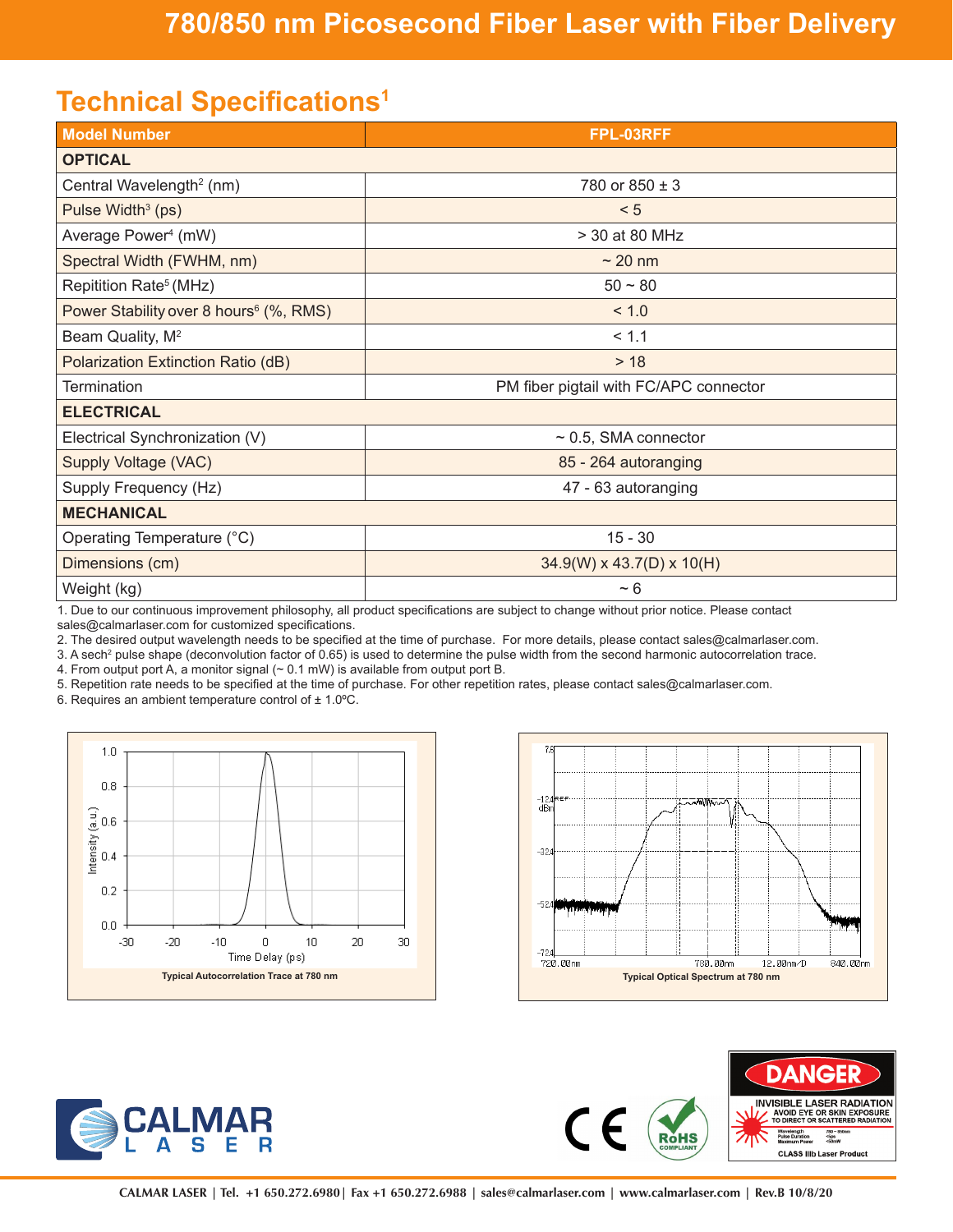# 780/850 nm Picosecond Fiber Laser with Fiber Delivery

## Technical Specifications[1]

| Model Number | FPL-03RFF |
|---|---|
| **OPTICAL** | |
| Central Wavelength[2] (nm) | 780 or 850 ± 3 |
| Pulse Width[3] (ps) | < 5 |
| Average Power[4] (mW) | > 30 at 80 MHz |
| Spectral Width (FWHM, nm) | ~ 20 nm |
| Repitition Rate[5] (MHz) | 50 ~ 80 |
| Power Stability over 8 hours[6] (%, RMS) | < 1.0 |
| Beam Quality, $M^2$ | < 1.1 |
| Polarization Extinction Ratio (dB) | > 18 |
| Termination | PM fiber pigtail with FC/APC connector |
| **ELECTRICAL** | |
| Electrical Synchronization (V) | ~ 0.5, SMA connector |
| Supply Voltage (VAC) | 85 - 264 autoranging |
| Supply Frequency (Hz) | 47 - 63 autoranging |
| **MECHANICAL** | |
| Operating Temperature (°C) | 15 - 30 |
| Dimensions (cm) | 34.9(W) x 43.7(D) x 10(H) |
| Weight (kg) | ~ 6 |

1. Due to our continuous improvement philosophy, all product specifications are subject to change without prior notice. Please contact sales@calmarlaser.com for customized specifications.
2. The desired output wavelength needs to be specified at the time of purchase. For more details, please contact sales@calmarlaser.com.
3. A $sech^2$ pulse shape (deconvolution factor of 0.65) is used to determine the pulse width from the second harmonic autocorrelation trace.
4. From output port A, a monitor signal (~ 0.1 mW) is available from output port B.
5. Repetition rate needs to be specified at the time of purchase. For other repetition rates, please contact sales@calmarlaser.com.
6. Requires an ambient temperature control of ± 1.0ºC.

Intensity (a.u.)
1.0
0.8
0.6
0.4
0.2
0.0
-30 -20 -10 0 10 20 30
Time Delay (ps)

Typical Autocorrelation Trace at 780 nm

7.6
-12.4 REF dBm
-32.4
-52.4
-72.4
720.00nm 780.00nm 12.00nm/D 840.00nm

Typical Optical Spectrum at 780 nm

CALMAR LASER

DANGER
INVISIBLE LASER RADIATION
AVOID EYE OR SKIN EXPOSURE TO DIRECT OR SCATTERED RADIATION
Wavelength 780 ~ 850nm
Pulse Duration <5ps
Maximum Power <50mW
CLASS IIIb Laser Product

CALMAR LASER | Tel. +1 650.272.6980 | Fax +1 650.272.6988 | sales@calmarlaser.com | www.calmarlaser.com | Rev.B 10/8/20